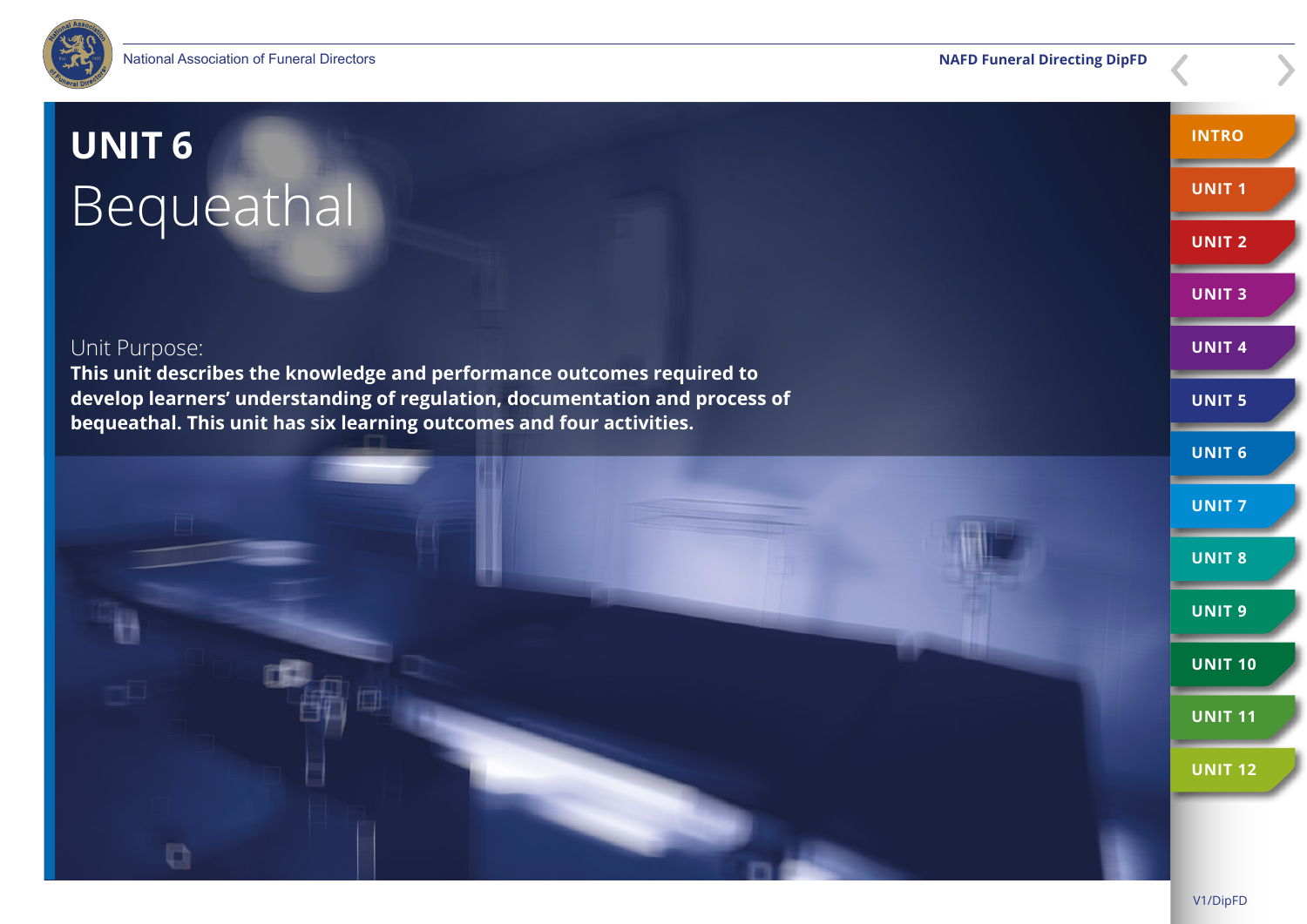# UNIT 6

## Bequeathal

Unit Purpose:

**This unit describes the knowledge and performance outcomes required to develop learners' understanding of regulation, documentation and process of bequeathal. This unit has six learning outcomes and four activities.**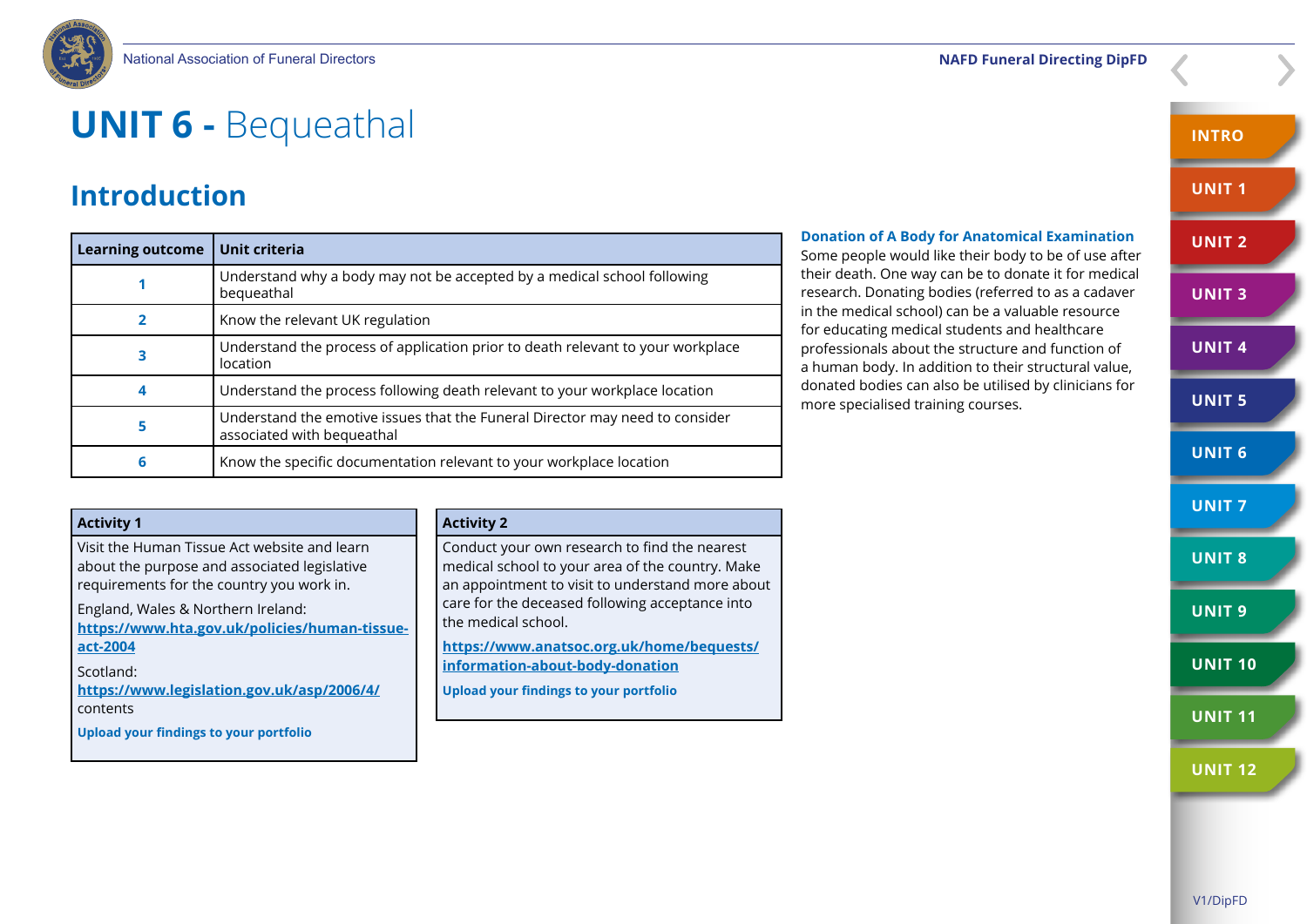# UNIT 6 - Bequeathal

## Introduction

| Learning outcome | Unit criteria |
|---|---|
| 1 | Understand why a body may not be accepted by a medical school following bequeathal |
| 2 | Know the relevant UK regulation |
| 3 | Understand the process of application prior to death relevant to your workplace location |
| 4 | Understand the process following death relevant to your workplace location |
| 5 | Understand the emotive issues that the Funeral Director may need to consider associated with bequeathal |
| 6 | Know the specific documentation relevant to your workplace location |

**Activity 1**

Visit the Human Tissue Act website and learn about the purpose and associated legislative requirements for the country you work in.

England, Wales & Northern Ireland:
https://www.hta.gov.uk/policies/human-tissue-act-2004

Scotland:
https://www.legislation.gov.uk/asp/2006/4/contents

**Upload your findings to your portfolio**

**Activity 2**

Conduct your own research to find the nearest medical school to your area of the country. Make an appointment to visit to understand more about care for the deceased following acceptance into the medical school.

https://www.anatsoc.org.uk/home/bequests/information-about-body-donation

**Upload your findings to your portfolio**

### Donation of A Body for Anatomical Examination

Some people would like their body to be of use after their death. One way can be to donate it for medical research. Donating bodies (referred to as a cadaver in the medical school) can be a valuable resource for educating medical students and healthcare professionals about the structure and function of a human body. In addition to their structural value, donated bodies can also be utilised by clinicians for more specialised training courses.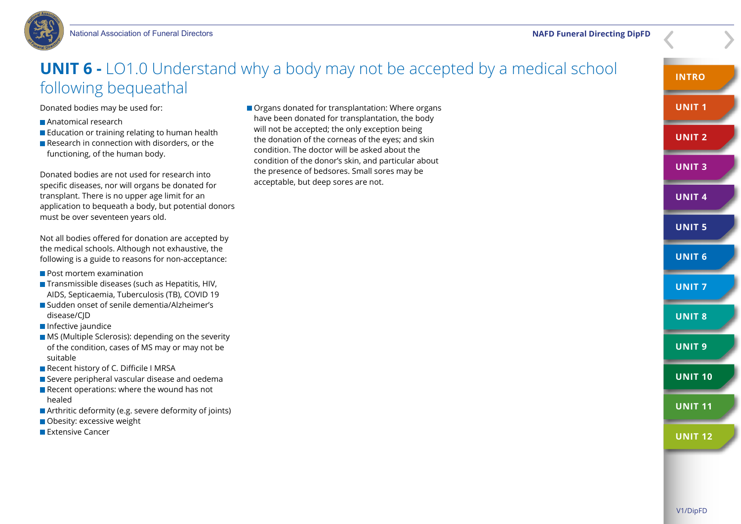# UNIT 6 - LO1.0 Understand why a body may not be accepted by a medical school following bequeathal

Donated bodies may be used for:

- Anatomical research
- Education or training relating to human health
- Research in connection with disorders, or the functioning, of the human body.

Donated bodies are not used for research into specific diseases, nor will organs be donated for transplant. There is no upper age limit for an application to bequeath a body, but potential donors must be over seventeen years old.

Not all bodies offered for donation are accepted by the medical schools. Although not exhaustive, the following is a guide to reasons for non-acceptance:

- Post mortem examination
- Transmissible diseases (such as Hepatitis, HIV, AIDS, Septicaemia, Tuberculosis (TB), COVID 19
- Sudden onset of senile dementia/Alzheimer's disease/CJD
- Infective jaundice
- MS (Multiple Sclerosis): depending on the severity of the condition, cases of MS may or may not be suitable
- Recent history of C. Difficile I MRSA
- Severe peripheral vascular disease and oedema
- Recent operations: where the wound has not healed
- Arthritic deformity (e.g. severe deformity of joints)
- Obesity: excessive weight
- Extensive Cancer
- Organs donated for transplantation: Where organs have been donated for transplantation, the body will not be accepted; the only exception being the donation of the corneas of the eyes; and skin condition. The doctor will be asked about the condition of the donor's skin, and particular about the presence of bedsores. Small sores may be acceptable, but deep sores are not.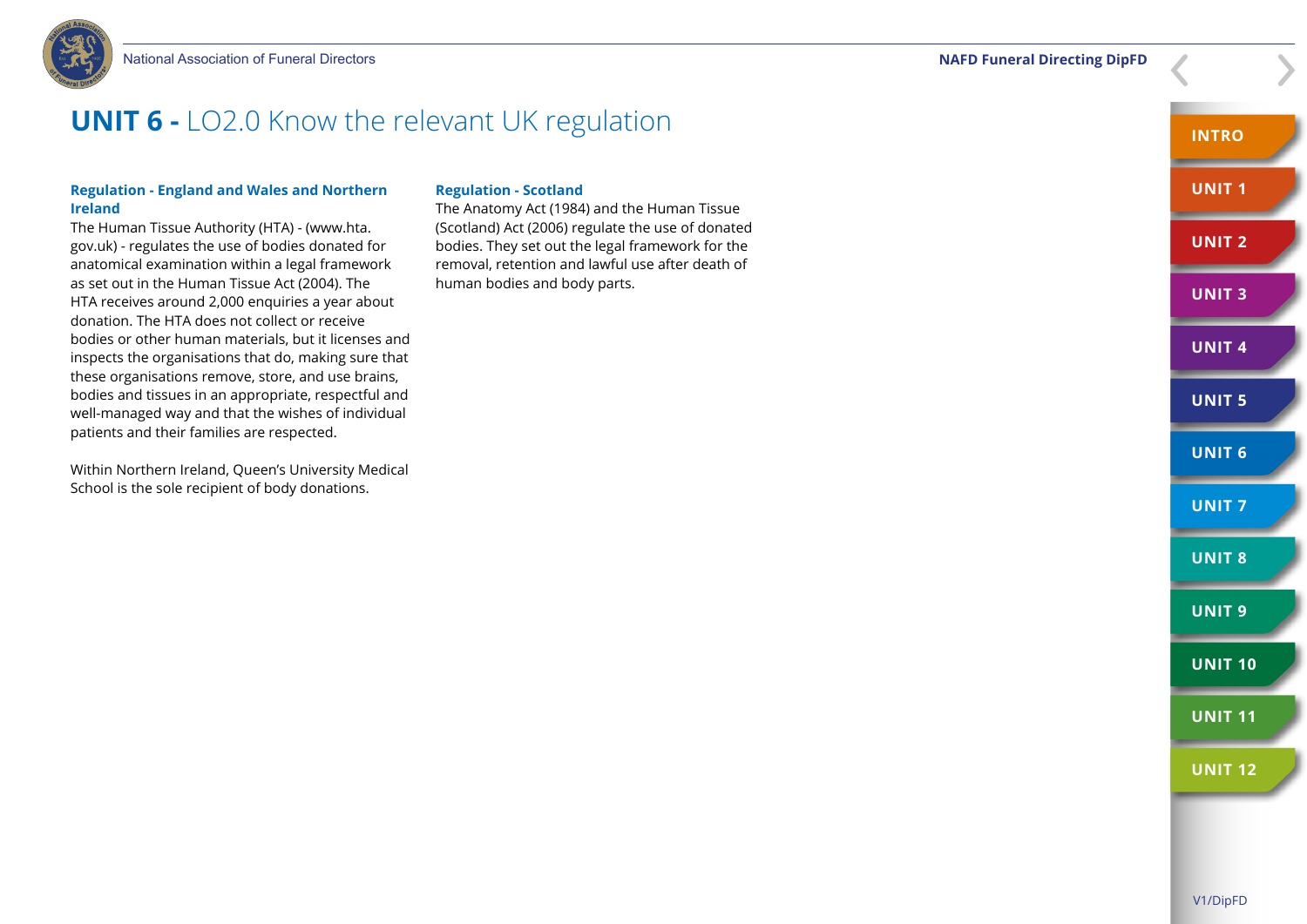# UNIT 6 - LO2.0 Know the relevant UK regulation

## Regulation - England and Wales and Northern Ireland

The Human Tissue Authority (HTA) - (www.hta.gov.uk) - regulates the use of bodies donated for anatomical examination within a legal framework as set out in the Human Tissue Act (2004). The HTA receives around 2,000 enquiries a year about donation. The HTA does not collect or receive bodies or other human materials, but it licenses and inspects the organisations that do, making sure that these organisations remove, store, and use brains, bodies and tissues in an appropriate, respectful and well-managed way and that the wishes of individual patients and their families are respected.

Within Northern Ireland, Queen's University Medical School is the sole recipient of body donations.

## Regulation - Scotland

The Anatomy Act (1984) and the Human Tissue (Scotland) Act (2006) regulate the use of donated bodies. They set out the legal framework for the removal, retention and lawful use after death of human bodies and body parts.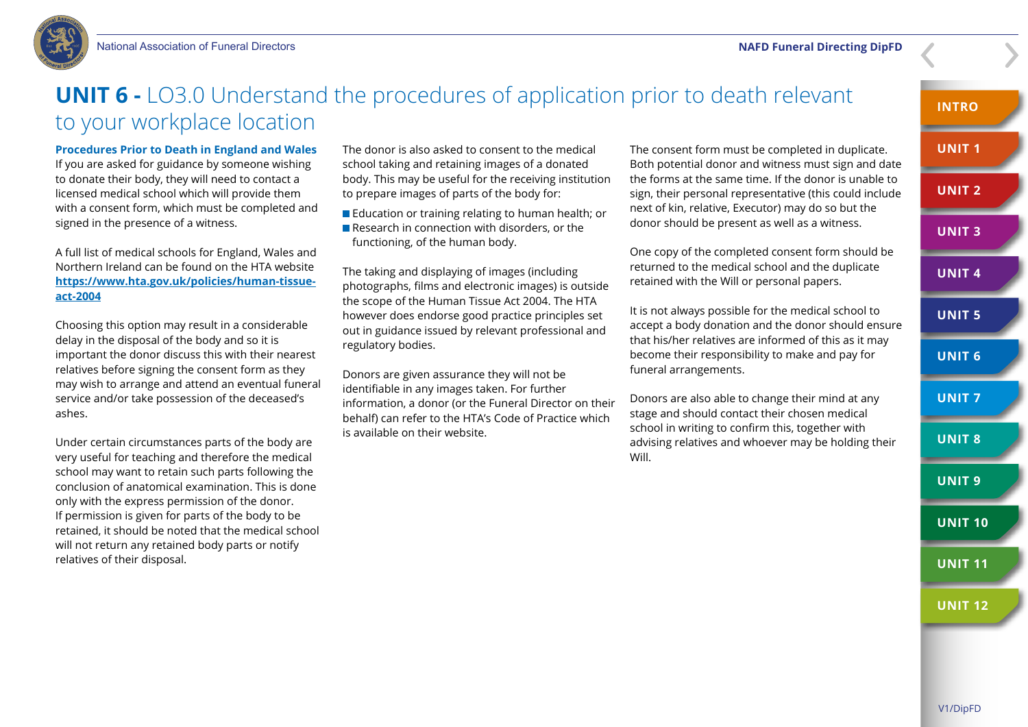# UNIT 6 - LO3.0 Understand the procedures of application prior to death relevant to your workplace location

### Procedures Prior to Death in England and Wales

If you are asked for guidance by someone wishing to donate their body, they will need to contact a licensed medical school which will provide them with a consent form, which must be completed and signed in the presence of a witness.

A full list of medical schools for England, Wales and Northern Ireland can be found on the HTA website [https://www.hta.gov.uk/policies/human-tissue-act-2004](https://www.hta.gov.uk/policies/human-tissue-act-2004)

Choosing this option may result in a considerable delay in the disposal of the body and so it is important the donor discuss this with their nearest relatives before signing the consent form as they may wish to arrange and attend an eventual funeral service and/or take possession of the deceased's ashes.

Under certain circumstances parts of the body are very useful for teaching and therefore the medical school may want to retain such parts following the conclusion of anatomical examination. This is done only with the express permission of the donor.
If permission is given for parts of the body to be retained, it should be noted that the medical school will not return any retained body parts or notify relatives of their disposal.

The donor is also asked to consent to the medical school taking and retaining images of a donated body. This may be useful for the receiving institution to prepare images of parts of the body for:

- Education or training relating to human health; or
- Research in connection with disorders, or the functioning, of the human body.

The taking and displaying of images (including photographs, films and electronic images) is outside the scope of the Human Tissue Act 2004. The HTA however does endorse good practice principles set out in guidance issued by relevant professional and regulatory bodies.

Donors are given assurance they will not be identifiable in any images taken. For further information, a donor (or the Funeral Director on their behalf) can refer to the HTA's Code of Practice which is available on their website.

The consent form must be completed in duplicate. Both potential donor and witness must sign and date the forms at the same time. If the donor is unable to sign, their personal representative (this could include next of kin, relative, Executor) may do so but the donor should be present as well as a witness.

One copy of the completed consent form should be returned to the medical school and the duplicate retained with the Will or personal papers.

It is not always possible for the medical school to accept a body donation and the donor should ensure that his/her relatives are informed of this as it may become their responsibility to make and pay for funeral arrangements.

Donors are also able to change their mind at any stage and should contact their chosen medical school in writing to confirm this, together with advising relatives and whoever may be holding their Will.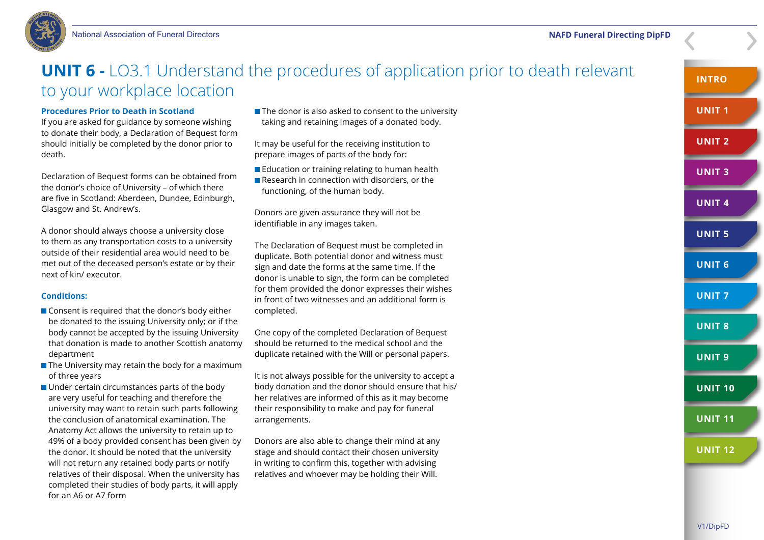# UNIT 6 - LO3.1 Understand the procedures of application prior to death relevant to your workplace location

**Procedures Prior to Death in Scotland**

If you are asked for guidance by someone wishing to donate their body, a Declaration of Bequest form should initially be completed by the donor prior to death.

Declaration of Bequest forms can be obtained from the donor's choice of University – of which there are five in Scotland: Aberdeen, Dundee, Edinburgh, Glasgow and St. Andrew's.

A donor should always choose a university close to them as any transportation costs to a university outside of their residential area would need to be met out of the deceased person's estate or by their next of kin/ executor.

**Conditions:**

- Consent is required that the donor's body either be donated to the issuing University only; or if the body cannot be accepted by the issuing University that donation is made to another Scottish anatomy department
- The University may retain the body for a maximum of three years
- Under certain circumstances parts of the body are very useful for teaching and therefore the university may want to retain such parts following the conclusion of anatomical examination. The Anatomy Act allows the university to retain up to 49% of a body provided consent has been given by the donor. It should be noted that the university will not return any retained body parts or notify relatives of their disposal. When the university has completed their studies of body parts, it will apply for an A6 or A7 form
- The donor is also asked to consent to the university taking and retaining images of a donated body.

It may be useful for the receiving institution to prepare images of parts of the body for:

- Education or training relating to human health
- Research in connection with disorders, or the functioning, of the human body.

Donors are given assurance they will not be identifiable in any images taken.

The Declaration of Bequest must be completed in duplicate. Both potential donor and witness must sign and date the forms at the same time. If the donor is unable to sign, the form can be completed for them provided the donor expresses their wishes in front of two witnesses and an additional form is completed.

One copy of the completed Declaration of Bequest should be returned to the medical school and the duplicate retained with the Will or personal papers.

It is not always possible for the university to accept a body donation and the donor should ensure that his/her relatives are informed of this as it may become their responsibility to make and pay for funeral arrangements.

Donors are also able to change their mind at any stage and should contact their chosen university in writing to confirm this, together with advising relatives and whoever may be holding their Will.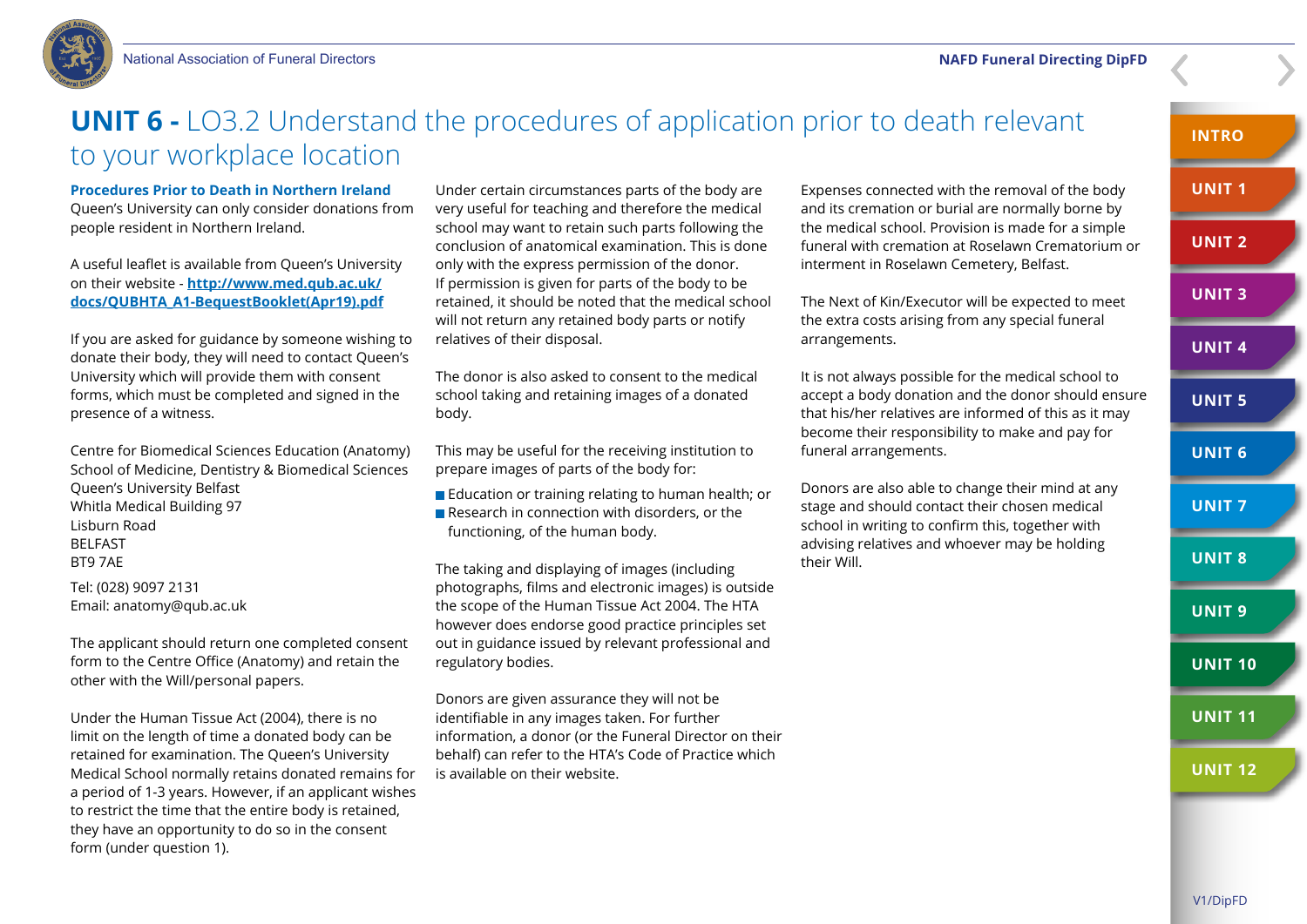# UNIT 6 - LO3.2 Understand the procedures of application prior to death relevant to your workplace location

### Procedures Prior to Death in Northern Ireland

Queen's University can only consider donations from people resident in Northern Ireland.

A useful leaflet is available from Queen's University on their website - [http://www.med.qub.ac.uk/docs/QUBHTA_A1-BequestBooklet(Apr19).pdf](http://www.med.qub.ac.uk/docs/QUBHTA_A1-BequestBooklet(Apr19).pdf)

If you are asked for guidance by someone wishing to donate their body, they will need to contact Queen's University which will provide them with consent forms, which must be completed and signed in the presence of a witness.

Centre for Biomedical Sciences Education (Anatomy)
School of Medicine, Dentistry & Biomedical Sciences
Queen's University Belfast
Whitla Medical Building 97
Lisburn Road
BELFAST
BT9 7AE

Tel: (028) 9097 2131
Email: anatomy@qub.ac.uk

The applicant should return one completed consent form to the Centre Office (Anatomy) and retain the other with the Will/personal papers.

Under the Human Tissue Act (2004), there is no limit on the length of time a donated body can be retained for examination. The Queen's University Medical School normally retains donated remains for a period of 1-3 years. However, if an applicant wishes to restrict the time that the entire body is retained, they have an opportunity to do so in the consent form (under question 1).

Under certain circumstances parts of the body are very useful for teaching and therefore the medical school may want to retain such parts following the conclusion of anatomical examination. This is done only with the express permission of the donor. If permission is given for parts of the body to be retained, it should be noted that the medical school will not return any retained body parts or notify relatives of their disposal.

The donor is also asked to consent to the medical school taking and retaining images of a donated body.

This may be useful for the receiving institution to prepare images of parts of the body for:

- Education or training relating to human health; or
- Research in connection with disorders, or the functioning, of the human body.

The taking and displaying of images (including photographs, films and electronic images) is outside the scope of the Human Tissue Act 2004. The HTA however does endorse good practice principles set out in guidance issued by relevant professional and regulatory bodies.

Donors are given assurance they will not be identifiable in any images taken. For further information, a donor (or the Funeral Director on their behalf) can refer to the HTA's Code of Practice which is available on their website.

Expenses connected with the removal of the body and its cremation or burial are normally borne by the medical school. Provision is made for a simple funeral with cremation at Roselawn Crematorium or interment in Roselawn Cemetery, Belfast.

The Next of Kin/Executor will be expected to meet the extra costs arising from any special funeral arrangements.

It is not always possible for the medical school to accept a body donation and the donor should ensure that his/her relatives are informed of this as it may become their responsibility to make and pay for funeral arrangements.

Donors are also able to change their mind at any stage and should contact their chosen medical school in writing to confirm this, together with advising relatives and whoever may be holding their Will.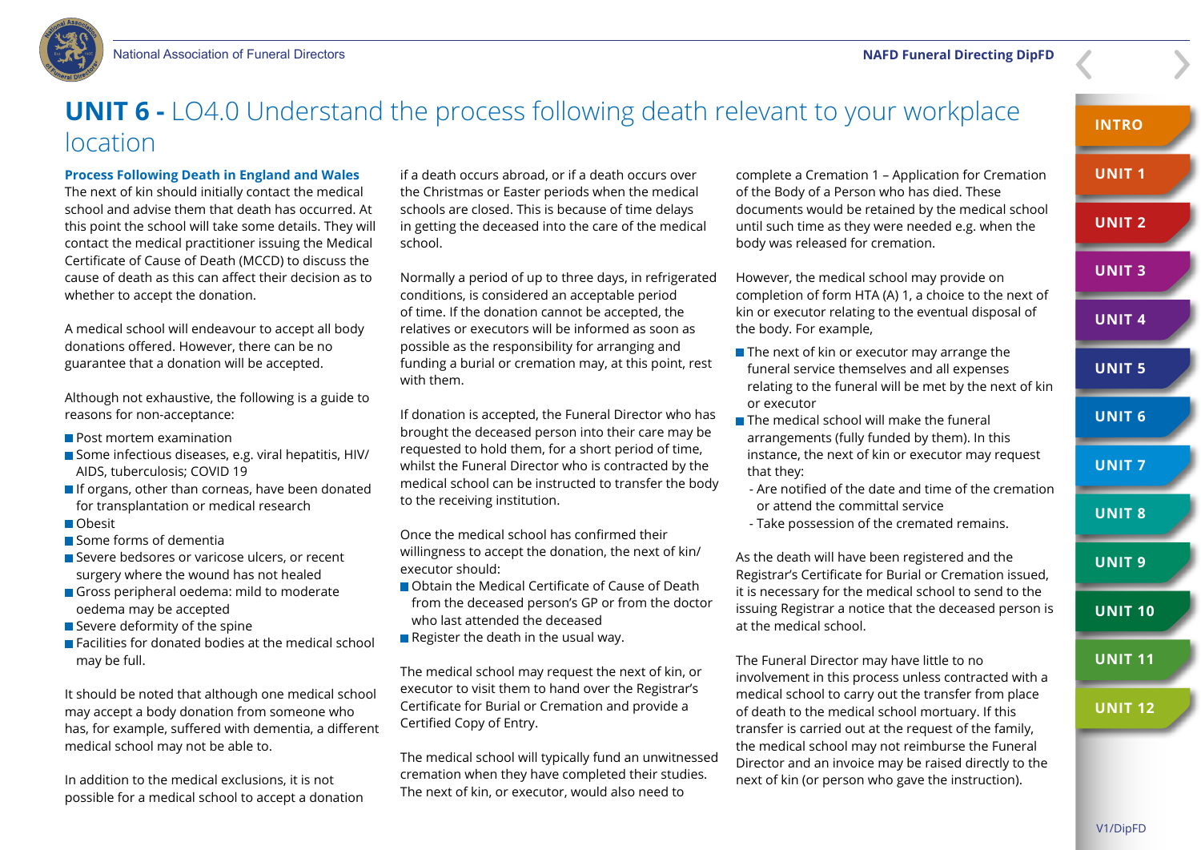# UNIT 6 - LO4.0 Understand the process following death relevant to your workplace location

### Process Following Death in England and Wales

The next of kin should initially contact the medical school and advise them that death has occurred. At this point the school will take some details. They will contact the medical practitioner issuing the Medical Certificate of Cause of Death (MCCD) to discuss the cause of death as this can affect their decision as to whether to accept the donation.

A medical school will endeavour to accept all body donations offered. However, there can be no guarantee that a donation will be accepted.

Although not exhaustive, the following is a guide to reasons for non-acceptance:

- Post mortem examination
- Some infectious diseases, e.g. viral hepatitis, HIV/AIDS, tuberculosis; COVID 19
- If organs, other than corneas, have been donated for transplantation or medical research
- Obesit
- Some forms of dementia
- Severe bedsores or varicose ulcers, or recent surgery where the wound has not healed
- Gross peripheral oedema: mild to moderate oedema may be accepted
- Severe deformity of the spine
- Facilities for donated bodies at the medical school may be full.

It should be noted that although one medical school may accept a body donation from someone who has, for example, suffered with dementia, a different medical school may not be able to.

In addition to the medical exclusions, it is not possible for a medical school to accept a donation if a death occurs abroad, or if a death occurs over the Christmas or Easter periods when the medical schools are closed. This is because of time delays in getting the deceased into the care of the medical school.

Normally a period of up to three days, in refrigerated conditions, is considered an acceptable period of time. If the donation cannot be accepted, the relatives or executors will be informed as soon as possible as the responsibility for arranging and funding a burial or cremation may, at this point, rest with them.

If donation is accepted, the Funeral Director who has brought the deceased person into their care may be requested to hold them, for a short period of time, whilst the Funeral Director who is contracted by the medical school can be instructed to transfer the body to the receiving institution.

Once the medical school has confirmed their willingness to accept the donation, the next of kin/executor should:

- Obtain the Medical Certificate of Cause of Death from the deceased person's GP or from the doctor who last attended the deceased
- Register the death in the usual way.

The medical school may request the next of kin, or executor to visit them to hand over the Registrar's Certificate for Burial or Cremation and provide a Certified Copy of Entry.

The medical school will typically fund an unwitnessed cremation when they have completed their studies. The next of kin, or executor, would also need to complete a Cremation 1 – Application for Cremation of the Body of a Person who has died. These documents would be retained by the medical school until such time as they were needed e.g. when the body was released for cremation.

However, the medical school may provide on completion of form HTA (A) 1, a choice to the next of kin or executor relating to the eventual disposal of the body. For example,

- The next of kin or executor may arrange the funeral service themselves and all expenses relating to the funeral will be met by the next of kin or executor
- The medical school will make the funeral arrangements (fully funded by them). In this instance, the next of kin or executor may request that they:
  - Are notified of the date and time of the cremation or attend the committal service
  - Take possession of the cremated remains.

As the death will have been registered and the Registrar's Certificate for Burial or Cremation issued, it is necessary for the medical school to send to the issuing Registrar a notice that the deceased person is at the medical school.

The Funeral Director may have little to no involvement in this process unless contracted with a medical school to carry out the transfer from place of death to the medical school mortuary. If this transfer is carried out at the request of the family, the medical school may not reimburse the Funeral Director and an invoice may be raised directly to the next of kin (or person who gave the instruction).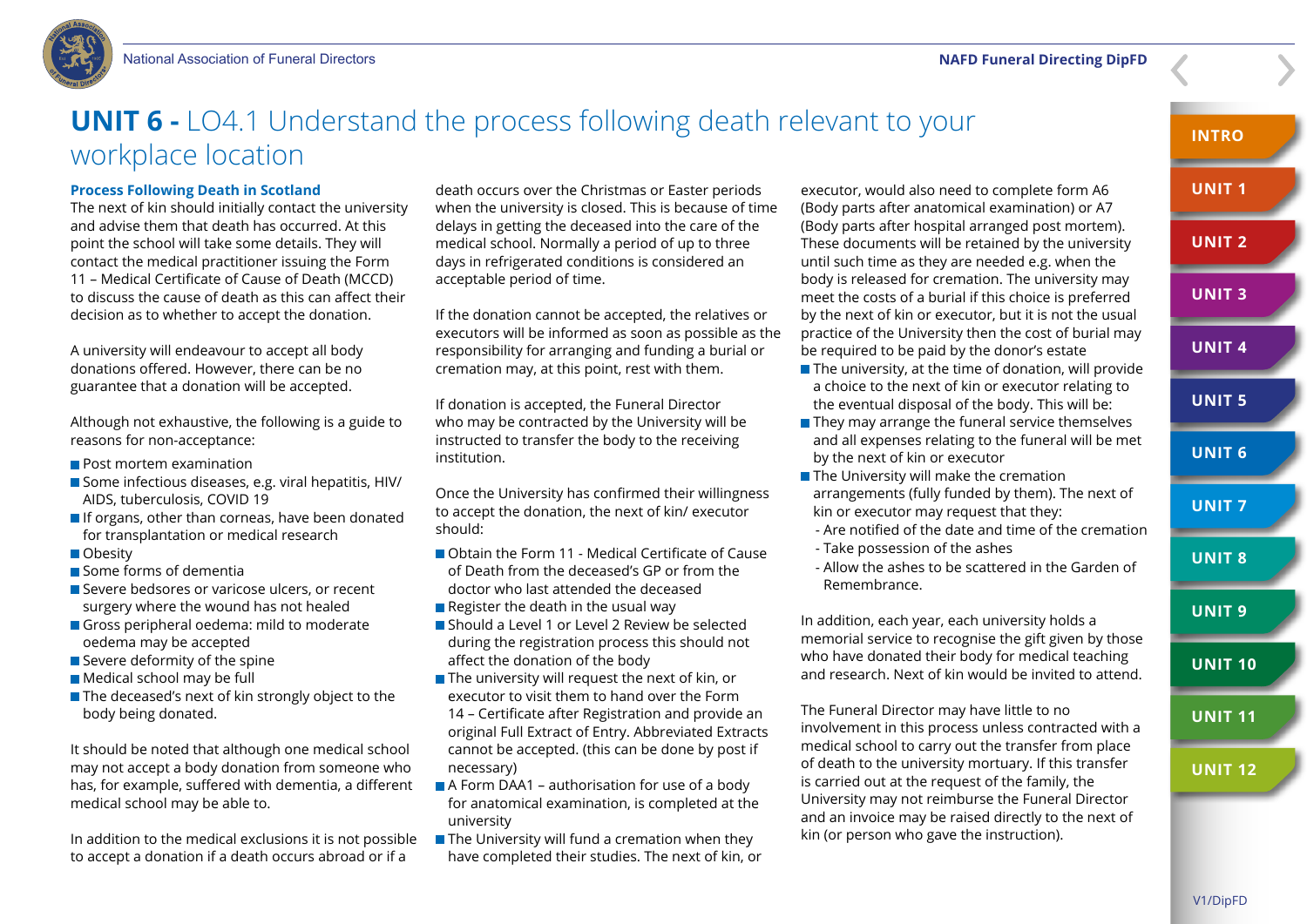# UNIT 6 - LO4.1 Understand the process following death relevant to your workplace location

### Process Following Death in Scotland

The next of kin should initially contact the university and advise them that death has occurred. At this point the school will take some details. They will contact the medical practitioner issuing the Form 11 – Medical Certificate of Cause of Death (MCCD) to discuss the cause of death as this can affect their decision as to whether to accept the donation.

A university will endeavour to accept all body donations offered. However, there can be no guarantee that a donation will be accepted.

Although not exhaustive, the following is a guide to reasons for non-acceptance:

- Post mortem examination
- Some infectious diseases, e.g. viral hepatitis, HIV/ AIDS, tuberculosis, COVID 19
- If organs, other than corneas, have been donated for transplantation or medical research
- Obesity
- Some forms of dementia
- Severe bedsores or varicose ulcers, or recent surgery where the wound has not healed
- Gross peripheral oedema: mild to moderate oedema may be accepted
- Severe deformity of the spine
- Medical school may be full
- The deceased's next of kin strongly object to the body being donated.

It should be noted that although one medical school may not accept a body donation from someone who has, for example, suffered with dementia, a different medical school may be able to.

In addition to the medical exclusions it is not possible to accept a donation if a death occurs abroad or if a death occurs over the Christmas or Easter periods when the university is closed. This is because of time delays in getting the deceased into the care of the medical school. Normally a period of up to three days in refrigerated conditions is considered an acceptable period of time.

If the donation cannot be accepted, the relatives or executors will be informed as soon as possible as the responsibility for arranging and funding a burial or cremation may, at this point, rest with them.

If donation is accepted, the Funeral Director who may be contracted by the University will be instructed to transfer the body to the receiving institution.

Once the University has confirmed their willingness to accept the donation, the next of kin/ executor should:

- Obtain the Form 11 - Medical Certificate of Cause of Death from the deceased's GP or from the doctor who last attended the deceased
- Register the death in the usual way
- Should a Level 1 or Level 2 Review be selected during the registration process this should not affect the donation of the body
- The university will request the next of kin, or executor to visit them to hand over the Form 14 – Certificate after Registration and provide an original Full Extract of Entry. Abbreviated Extracts cannot be accepted. (this can be done by post if necessary)
- A Form DAA1 – authorisation for use of a body for anatomical examination, is completed at the university
- The University will fund a cremation when they have completed their studies. The next of kin, or executor, would also need to complete form A6 (Body parts after anatomical examination) or A7 (Body parts after hospital arranged post mortem). These documents will be retained by the university until such time as they are needed e.g. when the body is released for cremation. The university may meet the costs of a burial if this choice is preferred by the next of kin or executor, but it is not the usual practice of the University then the cost of burial may be required to be paid by the donor's estate
- The university, at the time of donation, will provide a choice to the next of kin or executor relating to the eventual disposal of the body. This will be:
- They may arrange the funeral service themselves and all expenses relating to the funeral will be met by the next of kin or executor
- The University will make the cremation arrangements (fully funded by them). The next of kin or executor may request that they:
  - Are notified of the date and time of the cremation
  - Take possession of the ashes
  - Allow the ashes to be scattered in the Garden of Remembrance.

In addition, each year, each university holds a memorial service to recognise the gift given by those who have donated their body for medical teaching and research. Next of kin would be invited to attend.

The Funeral Director may have little to no involvement in this process unless contracted with a medical school to carry out the transfer from place of death to the university mortuary. If this transfer is carried out at the request of the family, the University may not reimburse the Funeral Director and an invoice may be raised directly to the next of kin (or person who gave the instruction).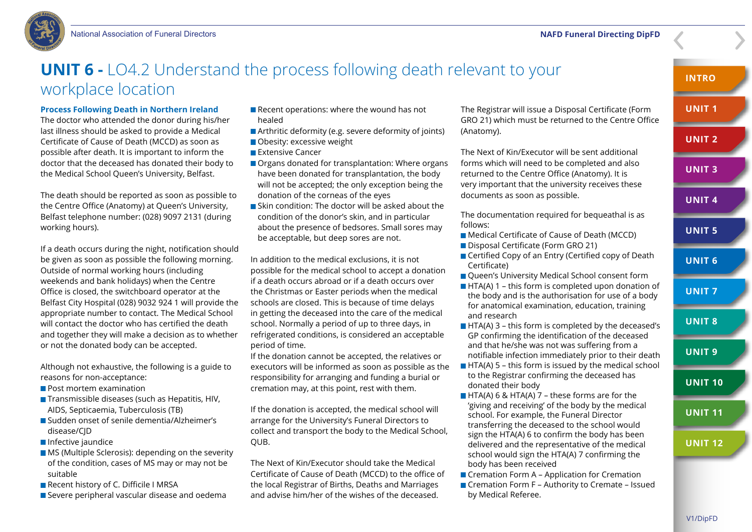# UNIT 6 - LO4.2 Understand the process following death relevant to your workplace location

### Process Following Death in Northern Ireland

The doctor who attended the donor during his/her last illness should be asked to provide a Medical Certificate of Cause of Death (MCCD) as soon as possible after death. It is important to inform the doctor that the deceased has donated their body to the Medical School Queen's University, Belfast.

The death should be reported as soon as possible to the Centre Office (Anatomy) at Queen's University, Belfast telephone number: (028) 9097 2131 (during working hours).

If a death occurs during the night, notification should be given as soon as possible the following morning. Outside of normal working hours (including weekends and bank holidays) when the Centre Office is closed, the switchboard operator at the Belfast City Hospital (028) 9032 924 1 will provide the appropriate number to contact. The Medical School will contact the doctor who has certified the death and together they will make a decision as to whether or not the donated body can be accepted.

Although not exhaustive, the following is a guide to reasons for non-acceptance:

- Post mortem examination
- Transmissible diseases (such as Hepatitis, HIV, AIDS, Septicaemia, Tuberculosis (TB)
- Sudden onset of senile dementia/Alzheimer's disease/CJD
- Infective jaundice
- MS (Multiple Sclerosis): depending on the severity of the condition, cases of MS may or may not be suitable
- Recent history of C. Difficile I MRSA
- Severe peripheral vascular disease and oedema
- Recent operations: where the wound has not healed
- Arthritic deformity (e.g. severe deformity of joints)
- Obesity: excessive weight
- Extensive Cancer
- Organs donated for transplantation: Where organs have been donated for transplantation, the body will not be accepted; the only exception being the donation of the corneas of the eyes
- Skin condition: The doctor will be asked about the condition of the donor's skin, and in particular about the presence of bedsores. Small sores may be acceptable, but deep sores are not.

In addition to the medical exclusions, it is not possible for the medical school to accept a donation if a death occurs abroad or if a death occurs over the Christmas or Easter periods when the medical schools are closed. This is because of time delays in getting the deceased into the care of the medical school. Normally a period of up to three days, in refrigerated conditions, is considered an acceptable period of time.

If the donation cannot be accepted, the relatives or executors will be informed as soon as possible as the responsibility for arranging and funding a burial or cremation may, at this point, rest with them.

If the donation is accepted, the medical school will arrange for the University's Funeral Directors to collect and transport the body to the Medical School, QUB.

The Next of Kin/Executor should take the Medical Certificate of Cause of Death (MCCD) to the office of the local Registrar of Births, Deaths and Marriages and advise him/her of the wishes of the deceased.

The Registrar will issue a Disposal Certificate (Form GRO 21) which must be returned to the Centre Office (Anatomy).

The Next of Kin/Executor will be sent additional forms which will need to be completed and also returned to the Centre Office (Anatomy). It is very important that the university receives these documents as soon as possible.

The documentation required for bequeathal is as follows:

- Medical Certificate of Cause of Death (MCCD)
- Disposal Certificate (Form GRO 21)
- Certified Copy of an Entry (Certified copy of Death Certificate)
- Queen's University Medical School consent form
- HTA(A) 1 – this form is completed upon donation of the body and is the authorisation for use of a body for anatomical examination, education, training and research
- HTA(A) 3 – this form is completed by the deceased's GP confirming the identification of the deceased and that he/she was not was suffering from a notifiable infection immediately prior to their death
- HTA(A) 5 – this form is issued by the medical school to the Registrar confirming the deceased has donated their body
- HTA(A) 6 & HTA(A) 7 – these forms are for the 'giving and receiving' of the body by the medical school. For example, the Funeral Director transferring the deceased to the school would sign the HTA(A) 6 to confirm the body has been delivered and the representative of the medical school would sign the HTA(A) 7 confirming the body has been received
- Cremation Form A – Application for Cremation
- Cremation Form F – Authority to Cremate – Issued by Medical Referee.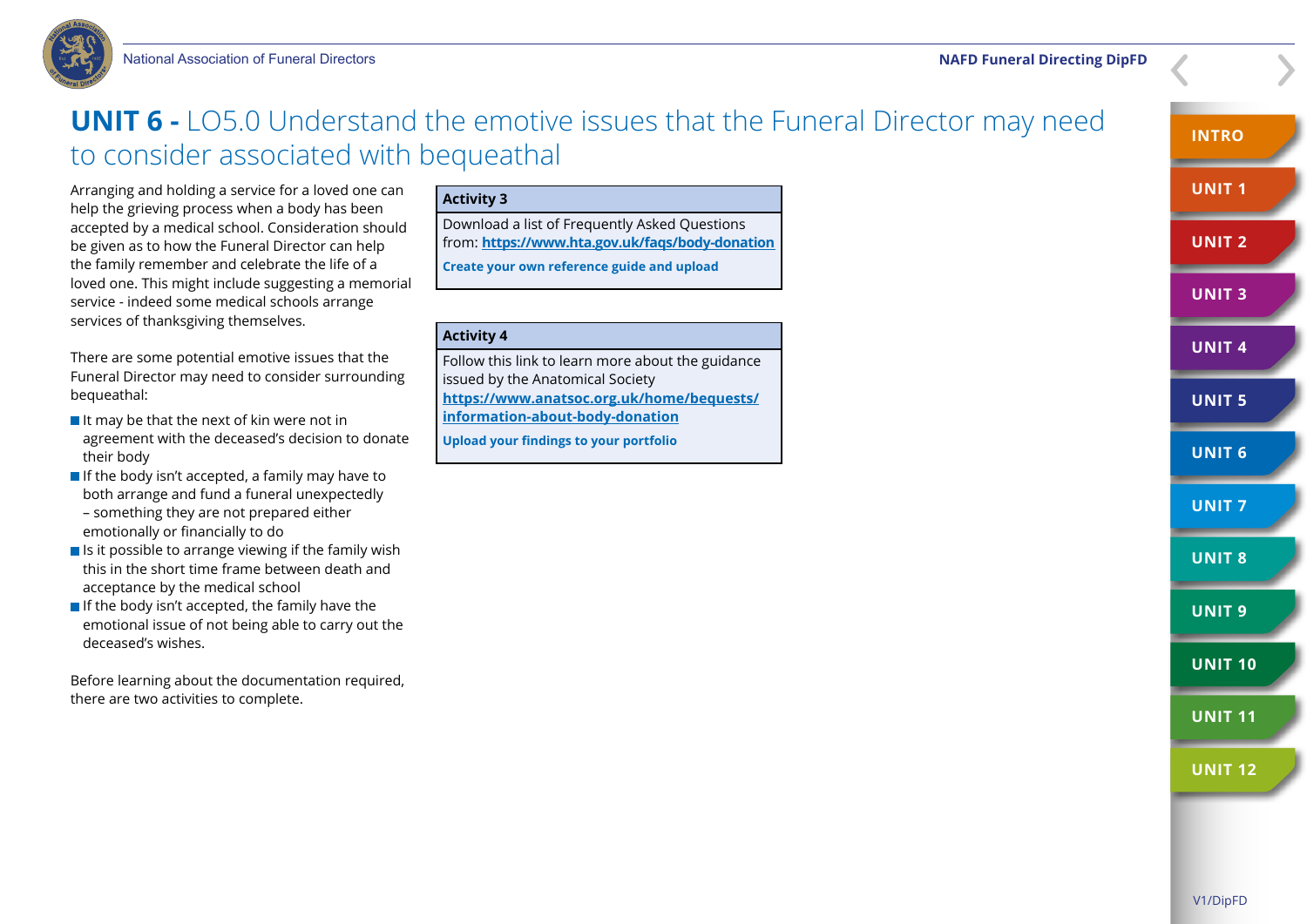# UNIT 6 - LO5.0 Understand the emotive issues that the Funeral Director may need to consider associated with bequeathal

Arranging and holding a service for a loved one can help the grieving process when a body has been accepted by a medical school. Consideration should be given as to how the Funeral Director can help the family remember and celebrate the life of a loved one. This might include suggesting a memorial service - indeed some medical schools arrange services of thanksgiving themselves.

There are some potential emotive issues that the Funeral Director may need to consider surrounding bequeathal:

- It may be that the next of kin were not in agreement with the deceased's decision to donate their body
- If the body isn't accepted, a family may have to both arrange and fund a funeral unexpectedly – something they are not prepared either emotionally or financially to do
- Is it possible to arrange viewing if the family wish this in the short time frame between death and acceptance by the medical school
- If the body isn't accepted, the family have the emotional issue of not being able to carry out the deceased's wishes.

Before learning about the documentation required, there are two activities to complete.

| Activity 3 |
|---|
| Download a list of Frequently Asked Questions from: **https://www.hta.gov.uk/faqs/body-donation** <br> **Create your own reference guide and upload** |

| Activity 4 |
|---|
| Follow this link to learn more about the guidance issued by the Anatomical Society **https://www.anatsoc.org.uk/home/bequests/information-about-body-donation** <br> **Upload your findings to your portfolio** |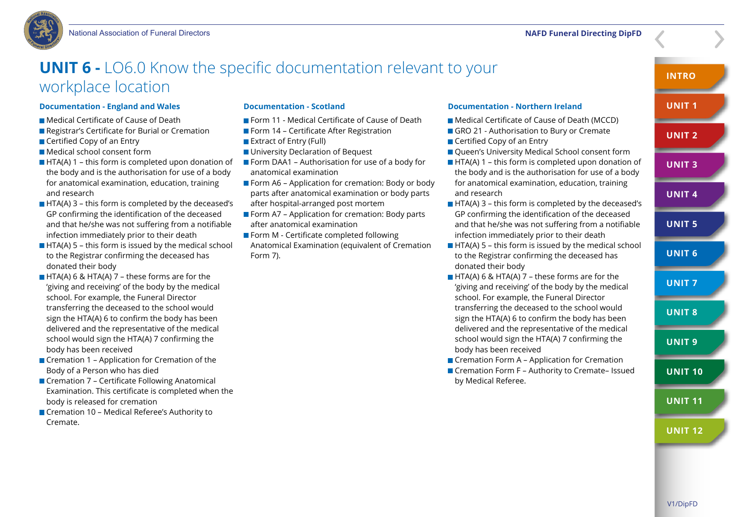# UNIT 6 - LO6.0 Know the specific documentation relevant to your workplace location

### Documentation - England and Wales

- Medical Certificate of Cause of Death
- Registrar's Certificate for Burial or Cremation
- Certified Copy of an Entry
- Medical school consent form
- HTA(A) 1 – this form is completed upon donation of the body and is the authorisation for use of a body for anatomical examination, education, training and research
- HTA(A) 3 – this form is completed by the deceased's GP confirming the identification of the deceased and that he/she was not suffering from a notifiable infection immediately prior to their death
- HTA(A) 5 – this form is issued by the medical school to the Registrar confirming the deceased has donated their body
- HTA(A) 6 & HTA(A) 7 – these forms are for the 'giving and receiving' of the body by the medical school. For example, the Funeral Director transferring the deceased to the school would sign the HTA(A) 6 to confirm the body has been delivered and the representative of the medical school would sign the HTA(A) 7 confirming the body has been received
- Cremation 1 – Application for Cremation of the Body of a Person who has died
- Cremation 7 – Certificate Following Anatomical Examination. This certificate is completed when the body is released for cremation
- Cremation 10 – Medical Referee's Authority to Cremate.

### Documentation - Scotland

- Form 11 - Medical Certificate of Cause of Death
- Form 14 – Certificate After Registration
- Extract of Entry (Full)
- University Declaration of Bequest
- Form DAA1 – Authorisation for use of a body for anatomical examination
- Form A6 – Application for cremation: Body or body parts after anatomical examination or body parts after hospital-arranged post mortem
- Form A7 – Application for cremation: Body parts after anatomical examination
- Form M - Certificate completed following Anatomical Examination (equivalent of Cremation Form 7).

### Documentation - Northern Ireland

- Medical Certificate of Cause of Death (MCCD)
- GRO 21 - Authorisation to Bury or Cremate
- Certified Copy of an Entry
- Queen's University Medical School consent form
- HTA(A) 1 – this form is completed upon donation of the body and is the authorisation for use of a body for anatomical examination, education, training and research
- HTA(A) 3 – this form is completed by the deceased's GP confirming the identification of the deceased and that he/she was not suffering from a notifiable infection immediately prior to their death
- HTA(A) 5 – this form is issued by the medical school to the Registrar confirming the deceased has donated their body
- HTA(A) 6 & HTA(A) 7 – these forms are for the 'giving and receiving' of the body by the medical school. For example, the Funeral Director transferring the deceased to the school would sign the HTA(A) 6 to confirm the body has been delivered and the representative of the medical school would sign the HTA(A) 7 confirming the body has been received
- Cremation Form A – Application for Cremation
- Cremation Form F – Authority to Cremate– Issued by Medical Referee.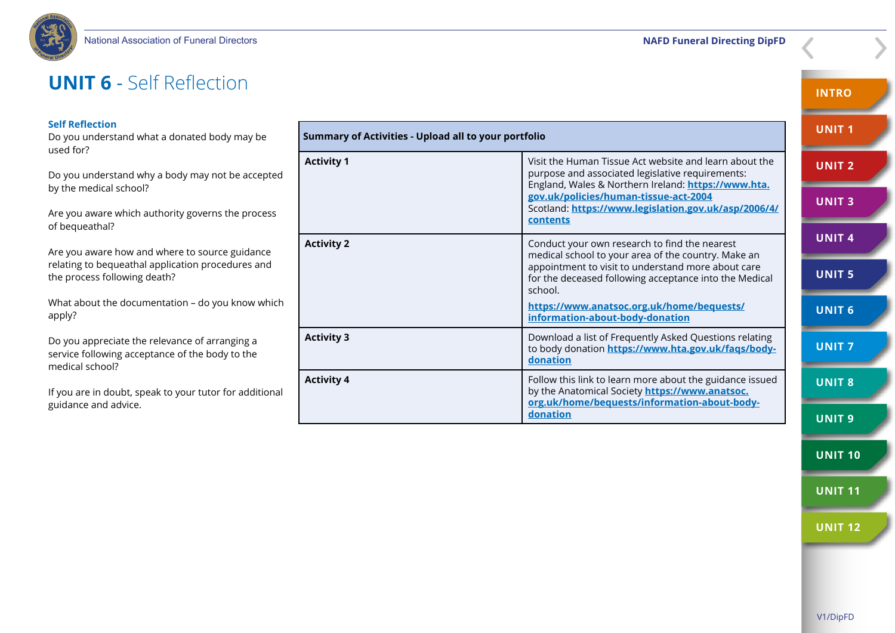# UNIT 6 - Self Reflection

### Self Reflection

Do you understand what a donated body may be used for?

Do you understand why a body may not be accepted by the medical school?

Are you aware which authority governs the process of bequeathal?

Are you aware how and where to source guidance relating to bequeathal application procedures and the process following death?

What about the documentation – do you know which apply?

Do you appreciate the relevance of arranging a service following acceptance of the body to the medical school?

If you are in doubt, speak to your tutor for additional guidance and advice.

| **Summary of Activities - Upload all to your portfolio** | |
|---|---|
| **Activity 1** | Visit the Human Tissue Act website and learn about the purpose and associated legislative requirements: England, Wales & Northern Ireland: **https://www.hta.gov.uk/policies/human-tissue-act-2004** Scotland: **https://www.legislation.gov.uk/asp/2006/4/contents** |
| **Activity 2** | Conduct your own research to find the nearest medical school to your area of the country. Make an appointment to visit to understand more about care for the deceased following acceptance into the Medical school. **https://www.anatsoc.org.uk/home/bequests/information-about-body-donation** |
| **Activity 3** | Download a list of Frequently Asked Questions relating to body donation **https://www.hta.gov.uk/faqs/body-donation** |
| **Activity 4** | Follow this link to learn more about the guidance issued by the Anatomical Society **https://www.anatsoc.org.uk/home/bequests/information-about-body-donation** |